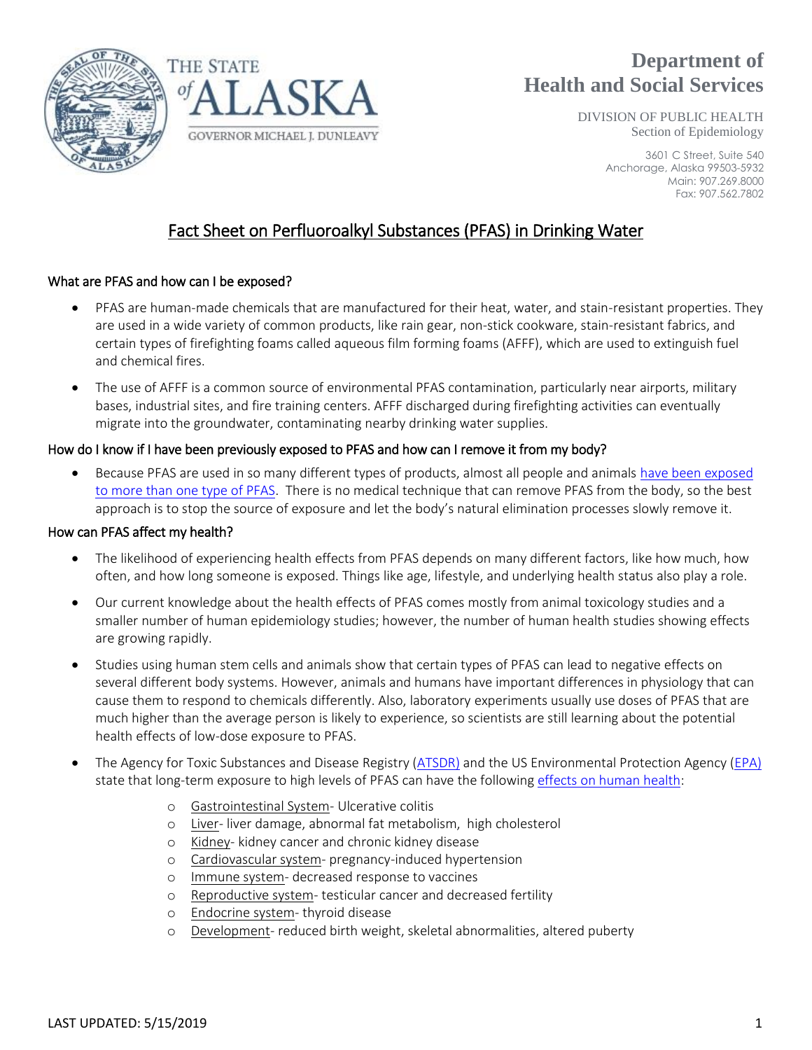THE STATE of ALASKA

GOVERNOR MICHAEL J. DUNLEAVY

**Department of Health and Social Services**

DIVISION OF PUBLIC HEALTH
Section of Epidemiology

3601 C Street, Suite 540
Anchorage, Alaska 99503-5932
Main: 907.269.8000
Fax: 907.562.7802

# Fact Sheet on Perfluoroalkyl Substances (PFAS) in Drinking Water

## What are PFAS and how can I be exposed?

- PFAS are human-made chemicals that are manufactured for their heat, water, and stain-resistant properties. They are used in a wide variety of common products, like rain gear, non-stick cookware, stain-resistant fabrics, and certain types of firefighting foams called aqueous film forming foams (AFFF), which are used to extinguish fuel and chemical fires.
- The use of AFFF is a common source of environmental PFAS contamination, particularly near airports, military bases, industrial sites, and fire training centers. AFFF discharged during firefighting activities can eventually migrate into the groundwater, contaminating nearby drinking water supplies.

## How do I know if I have been previously exposed to PFAS and how can I remove it from my body?

- Because PFAS are used in so many different types of products, almost all people and animals have been exposed to more than one type of PFAS. There is no medical technique that can remove PFAS from the body, so the best approach is to stop the source of exposure and let the body's natural elimination processes slowly remove it.

## How can PFAS affect my health?

- The likelihood of experiencing health effects from PFAS depends on many different factors, like how much, how often, and how long someone is exposed. Things like age, lifestyle, and underlying health status also play a role.
- Our current knowledge about the health effects of PFAS comes mostly from animal toxicology studies and a smaller number of human epidemiology studies; however, the number of human health studies showing effects are growing rapidly.
- Studies using human stem cells and animals show that certain types of PFAS can lead to negative effects on several different body systems. However, animals and humans have important differences in physiology that can cause them to respond to chemicals differently. Also, laboratory experiments usually use doses of PFAS that are much higher than the average person is likely to experience, so scientists are still learning about the potential health effects of low-dose exposure to PFAS.
- The Agency for Toxic Substances and Disease Registry (ATSDR) and the US Environmental Protection Agency (EPA) state that long-term exposure to high levels of PFAS can have the following effects on human health:
  - Gastrointestinal System- Ulcerative colitis
  - Liver- liver damage, abnormal fat metabolism, high cholesterol
  - Kidney- kidney cancer and chronic kidney disease
  - Cardiovascular system- pregnancy-induced hypertension
  - Immune system- decreased response to vaccines
  - Reproductive system- testicular cancer and decreased fertility
  - Endocrine system- thyroid disease
  - Development- reduced birth weight, skeletal abnormalities, altered puberty

LAST UPDATED: 5/15/2019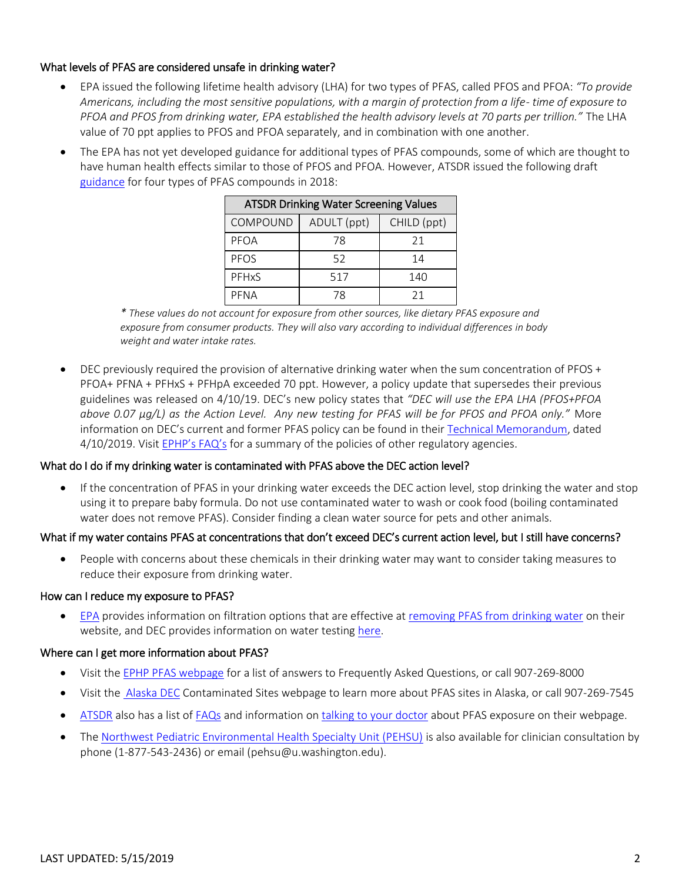### What levels of PFAS are considered unsafe in drinking water?

- EPA issued the following lifetime health advisory (LHA) for two types of PFAS, called PFOS and PFOA: *"To provide Americans, including the most sensitive populations, with a margin of protection from a life- time of exposure to PFOA and PFOS from drinking water, EPA established the health advisory levels at 70 parts per trillion."* The LHA value of 70 ppt applies to PFOS and PFOA separately, and in combination with one another.
- The EPA has not yet developed guidance for additional types of PFAS compounds, some of which are thought to have human health effects similar to those of PFOS and PFOA. However, ATSDR issued the following draft guidance for four types of PFAS compounds in 2018:

| ATSDR Drinking Water Screening Values | | |
|---|---|---|
| COMPOUND | ADULT (ppt) | CHILD (ppt) |
| PFOA | 78 | 21 |
| PFOS | 52 | 14 |
| PFHxS | 517 | 140 |
| PFNA | 78 | 21 |

*\* These values do not account for exposure from other sources, like dietary PFAS exposure and exposure from consumer products. They will also vary according to individual differences in body weight and water intake rates.*

- DEC previously required the provision of alternative drinking water when the sum concentration of PFOS + PFOA+ PFNA + PFHxS + PFHpA exceeded 70 ppt. However, a policy update that supersedes their previous guidelines was released on 4/10/19. DEC's new policy states that *"DEC will use the EPA LHA (PFOS+PFOA above 0.07 µg/L) as the Action Level. Any new testing for PFAS will be for PFOS and PFOA only."* More information on DEC's current and former PFAS policy can be found in their Technical Memorandum, dated 4/10/2019. Visit EPHP's FAQ's for a summary of the policies of other regulatory agencies.

### What do I do if my drinking water is contaminated with PFAS above the DEC action level?

- If the concentration of PFAS in your drinking water exceeds the DEC action level, stop drinking the water and stop using it to prepare baby formula. Do not use contaminated water to wash or cook food (boiling contaminated water does not remove PFAS). Consider finding a clean water source for pets and other animals.

### What if my water contains PFAS at concentrations that don't exceed DEC's current action level, but I still have concerns?

- People with concerns about these chemicals in their drinking water may want to consider taking measures to reduce their exposure from drinking water.

### How can I reduce my exposure to PFAS?

- EPA provides information on filtration options that are effective at removing PFAS from drinking water on their website, and DEC provides information on water testing here.

### Where can I get more information about PFAS?

- Visit the EPHP PFAS webpage for a list of answers to Frequently Asked Questions, or call 907-269-8000
- Visit the Alaska DEC Contaminated Sites webpage to learn more about PFAS sites in Alaska, or call 907-269-7545
- ATSDR also has a list of FAQs and information on talking to your doctor about PFAS exposure on their webpage.
- The Northwest Pediatric Environmental Health Specialty Unit (PEHSU) is also available for clinician consultation by phone (1-877-543-2436) or email (pehsu@u.washington.edu).

LAST UPDATED: 5/15/2019